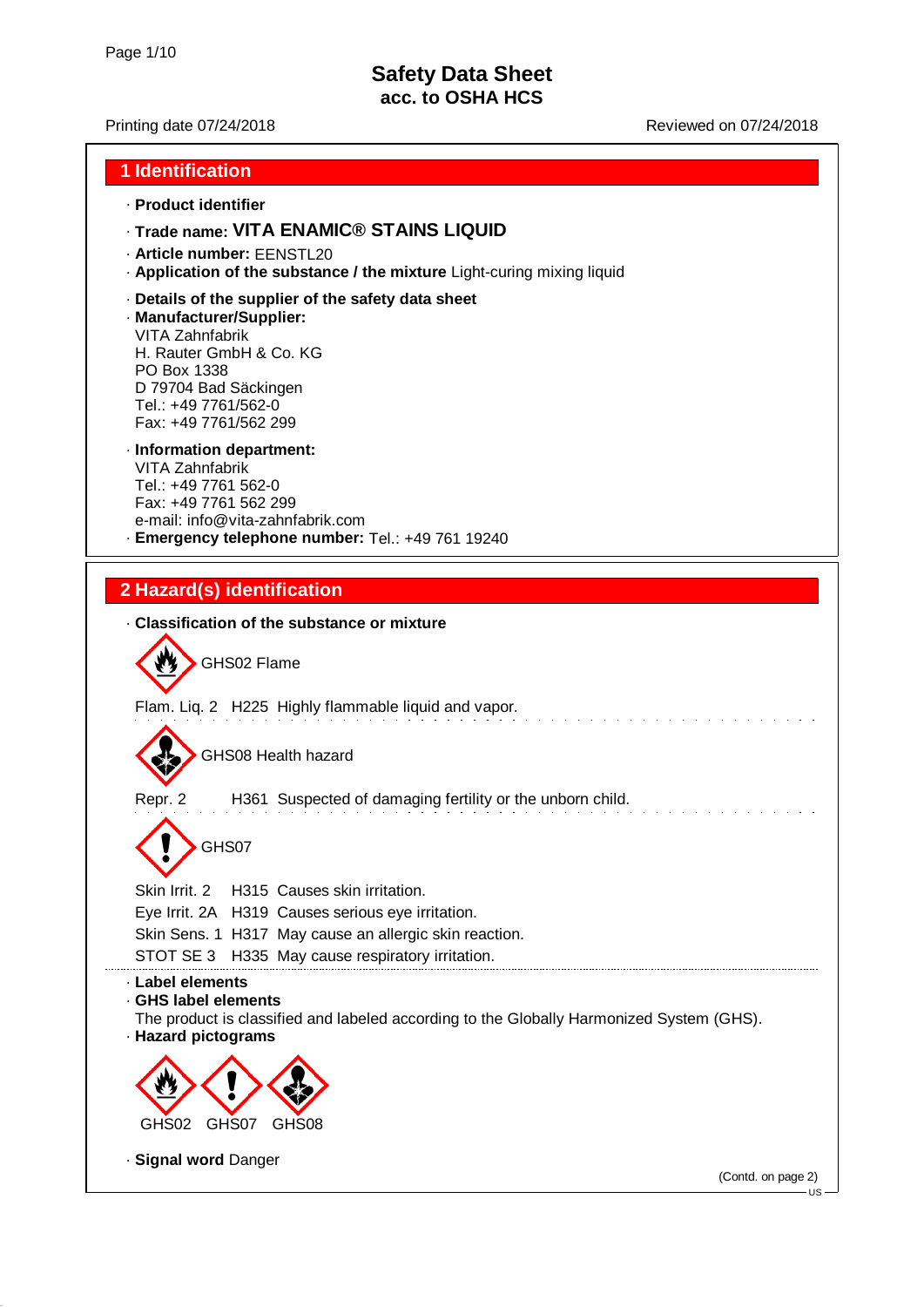# Safety Data Sheet
## acc. to OSHA HCS

Printing date 07/24/2018 Reviewed on 07/24/2018

## 1 Identification

· **Product identifier**

· **Trade name: VITA ENAMIC® STAINS LIQUID**

· **Article number:** EENSTL20

· **Application of the substance / the mixture** Light-curing mixing liquid

· **Details of the supplier of the safety data sheet**

· **Manufacturer/Supplier:**
VITA Zahnfabrik
H. Rauter GmbH & Co. KG
PO Box 1338
D 79704 Bad Säckingen
Tel.: +49 7761/562-0
Fax: +49 7761/562 299

· **Information department:**
VITA Zahnfabrik
Tel.: +49 7761 562-0
Fax: +49 7761 562 299
e-mail: info@vita-zahnfabrik.com

· **Emergency telephone number:** Tel.: +49 761 19240

## 2 Hazard(s) identification

· **Classification of the substance or mixture**

GHS02 Flame

Flam. Liq. 2 H225 Highly flammable liquid and vapor.

GHS08 Health hazard

Repr. 2 H361 Suspected of damaging fertility or the unborn child.

GHS07

Skin Irrit. 2 H315 Causes skin irritation.
Eye Irrit. 2A H319 Causes serious eye irritation.
Skin Sens. 1 H317 May cause an allergic skin reaction.
STOT SE 3 H335 May cause respiratory irritation.

· **Label elements**

· **GHS label elements**
The product is classified and labeled according to the Globally Harmonized System (GHS).

· **Hazard pictograms**

GHS02 GHS07 GHS08

· **Signal word** Danger

(Contd. on page 2)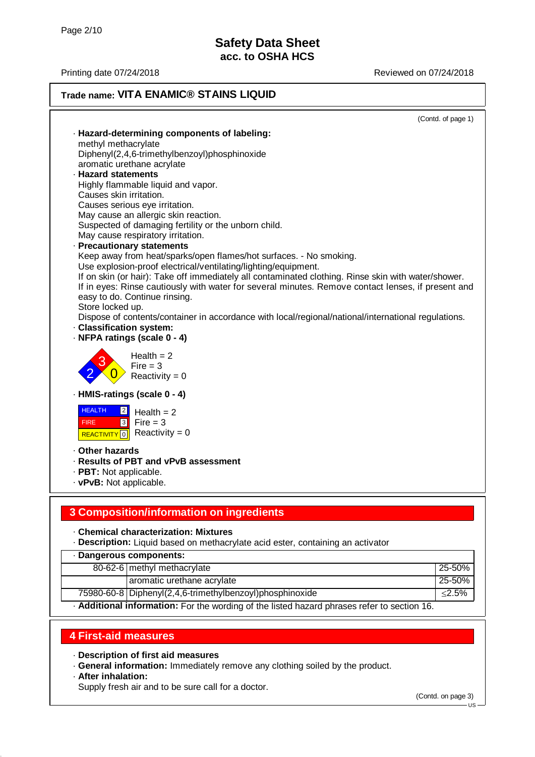**Trade name: VITA ENAMIC® STAINS LIQUID**

(Contd. of page 1)

· **Hazard-determining components of labeling:**
methyl methacrylate
Diphenyl(2,4,6-trimethylbenzoyl)phosphinoxide
aromatic urethane acrylate

· **Hazard statements**
Highly flammable liquid and vapor.
Causes skin irritation.
Causes serious eye irritation.
May cause an allergic skin reaction.
Suspected of damaging fertility or the unborn child.
May cause respiratory irritation.

· **Precautionary statements**
Keep away from heat/sparks/open flames/hot surfaces. - No smoking.
Use explosion-proof electrical/ventilating/lighting/equipment.
If on skin (or hair): Take off immediately all contaminated clothing. Rinse skin with water/shower.
If in eyes: Rinse cautiously with water for several minutes. Remove contact lenses, if present and easy to do. Continue rinsing.
Store locked up.
Dispose of contents/container in accordance with local/regional/national/international regulations.

· **Classification system:**

· **NFPA ratings (scale 0 - 4)**

Health = 2
Fire = 3
Reactivity = 0

· **HMIS-ratings (scale 0 - 4)**

| | |
|---|---|
| HEALTH | 2 |
| FIRE | 3 |
| REACTIVITY | 0 |

Health = 2
Fire = 3
Reactivity = 0

· **Other hazards**
· **Results of PBT and vPvB assessment**
· **PBT:** Not applicable.
· **vPvB:** Not applicable.

## 3 Composition/information on ingredients

· **Chemical characterization: Mixtures**
· **Description:** Liquid based on methacrylate acid ester, containing an activator

· **Dangerous components:**

| CAS | Component | % |
|---|---|---|
| 80-62-6 | methyl methacrylate | 25-50% |
| | aromatic urethane acrylate | 25-50% |
| 75980-60-8 | Diphenyl(2,4,6-trimethylbenzoyl)phosphinoxide | ≤2.5% |

· **Additional information:** For the wording of the listed hazard phrases refer to section 16.

## 4 First-aid measures

· **Description of first aid measures**
· **General information:** Immediately remove any clothing soiled by the product.
· **After inhalation:**
Supply fresh air and to be sure call for a doctor.

(Contd. on page 3)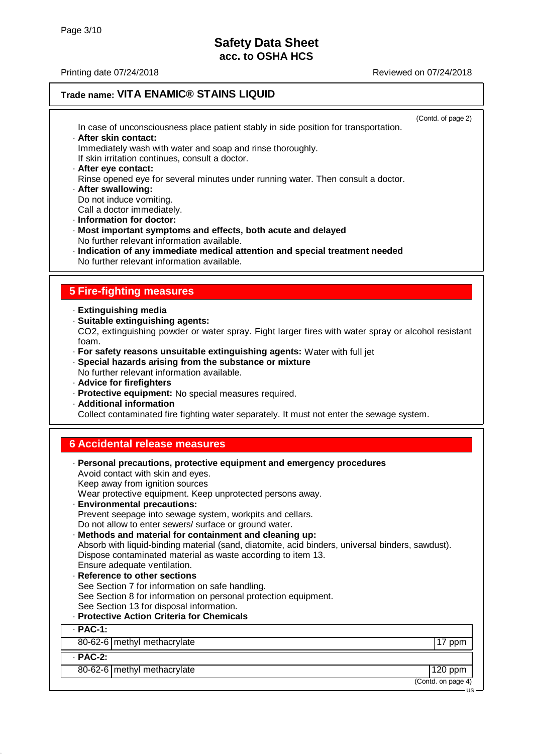(Contd. of page 2)

In case of unconsciousness place patient stably in side position for transportation.

· **After skin contact:**
Immediately wash with water and soap and rinse thoroughly.
If skin irritation continues, consult a doctor.
· **After eye contact:**
Rinse opened eye for several minutes under running water. Then consult a doctor.
· **After swallowing:**
Do not induce vomiting.
Call a doctor immediately.
· **Information for doctor:**
· **Most important symptoms and effects, both acute and delayed**
No further relevant information available.
· **Indication of any immediate medical attention and special treatment needed**
No further relevant information available.

## 5 Fire-fighting measures

· **Extinguishing media**
· **Suitable extinguishing agents:**
$CO_2$, extinguishing powder or water spray. Fight larger fires with water spray or alcohol resistant foam.
· **For safety reasons unsuitable extinguishing agents:** Water with full jet
· **Special hazards arising from the substance or mixture**
No further relevant information available.
· **Advice for firefighters**
· **Protective equipment:** No special measures required.
· **Additional information**
Collect contaminated fire fighting water separately. It must not enter the sewage system.

## 6 Accidental release measures

· **Personal precautions, protective equipment and emergency procedures**
Avoid contact with skin and eyes.
Keep away from ignition sources
Wear protective equipment. Keep unprotected persons away.
· **Environmental precautions:**
Prevent seepage into sewage system, workpits and cellars.
Do not allow to enter sewers/ surface or ground water.
· **Methods and material for containment and cleaning up:**
Absorb with liquid-binding material (sand, diatomite, acid binders, universal binders, sawdust).
Dispose contaminated material as waste according to item 13.
Ensure adequate ventilation.
· **Reference to other sections**
See Section 7 for information on safe handling.
See Section 8 for information on personal protection equipment.
See Section 13 for disposal information.
· **Protective Action Criteria for Chemicals**

| · **PAC-1:** | | |
|---|---|---|
| 80-62-6 | methyl methacrylate | 17 ppm |
| · **PAC-2:** | | |
| 80-62-6 | methyl methacrylate | 120 ppm |

(Contd. on page 4)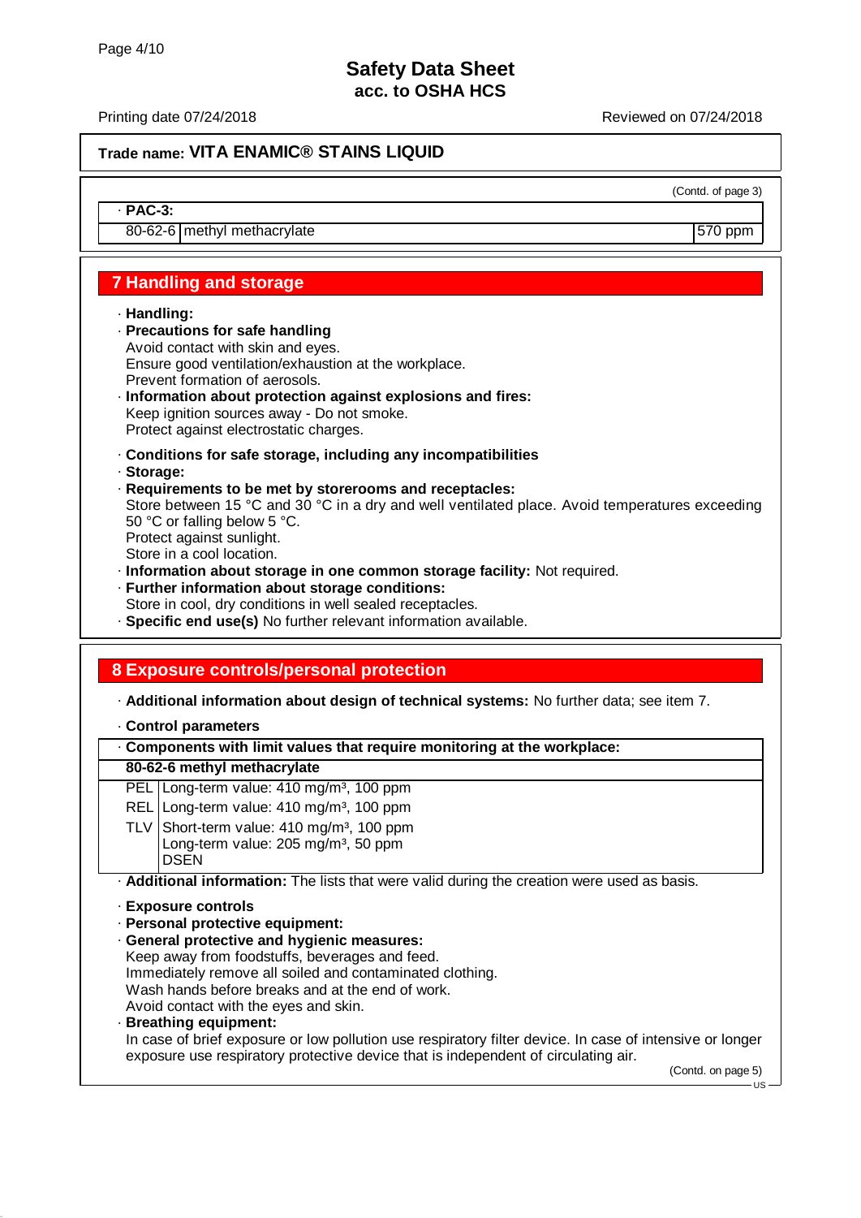Safety Data Sheet
acc. to OSHA HCS

Printing date 07/24/2018 Reviewed on 07/24/2018

**Trade name: VITA ENAMIC® STAINS LIQUID**

(Contd. of page 3)

| · PAC-3: | | |
|---|---|---|
| 80-62-6 | methyl methacrylate | 570 ppm |

## 7 Handling and storage

· **Handling:**
· **Precautions for safe handling**
Avoid contact with skin and eyes.
Ensure good ventilation/exhaustion at the workplace.
Prevent formation of aerosols.
· **Information about protection against explosions and fires:**
Keep ignition sources away - Do not smoke.
Protect against electrostatic charges.

· **Conditions for safe storage, including any incompatibilities**
· **Storage:**
· **Requirements to be met by storerooms and receptacles:**
Store between 15 °C and 30 °C in a dry and well ventilated place. Avoid temperatures exceeding 50 °C or falling below 5 °C.
Protect against sunlight.
Store in a cool location.
· **Information about storage in one common storage facility:** Not required.
· **Further information about storage conditions:**
Store in cool, dry conditions in well sealed receptacles.
· **Specific end use(s)** No further relevant information available.

## 8 Exposure controls/personal protection

· **Additional information about design of technical systems:** No further data; see item 7.

· **Control parameters**

| · Components with limit values that require monitoring at the workplace: | |
|---|---|
| **80-62-6 methyl methacrylate** | |
| PEL | Long-term value: 410 mg/m³, 100 ppm |
| REL | Long-term value: 410 mg/m³, 100 ppm |
| TLV | Short-term value: 410 mg/m³, 100 ppm<br>Long-term value: 205 mg/m³, 50 ppm<br>DSEN |

· **Additional information:** The lists that were valid during the creation were used as basis.

· **Exposure controls**
· **Personal protective equipment:**
· **General protective and hygienic measures:**
Keep away from foodstuffs, beverages and feed.
Immediately remove all soiled and contaminated clothing.
Wash hands before breaks and at the end of work.
Avoid contact with the eyes and skin.
· **Breathing equipment:**
In case of brief exposure or low pollution use respiratory filter device. In case of intensive or longer exposure use respiratory protective device that is independent of circulating air.

(Contd. on page 5)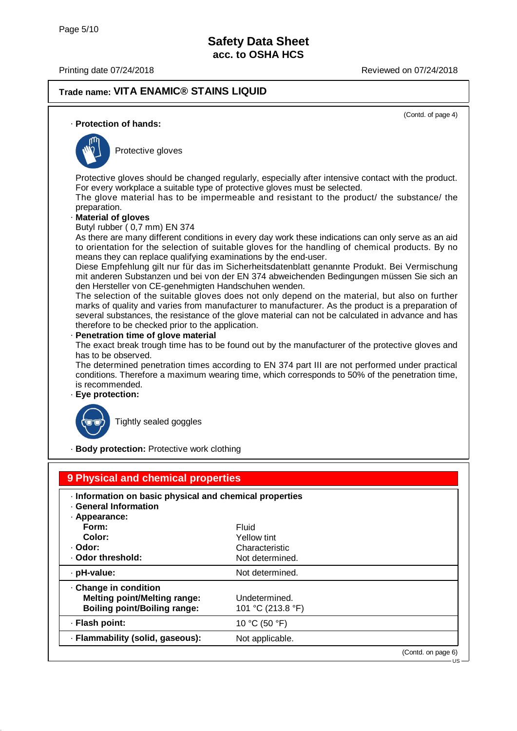**Trade name: VITA ENAMIC® STAINS LIQUID**

(Contd. of page 4)

· **Protection of hands:**

Protective gloves

Protective gloves should be changed regularly, especially after intensive contact with the product.
For every workplace a suitable type of protective gloves must be selected.
The glove material has to be impermeable and resistant to the product/ the substance/ the preparation.

· **Material of gloves**

Butyl rubber ( 0,7 mm) EN 374

As there are many different conditions in every day work these indications can only serve as an aid to orientation for the selection of suitable gloves for the handling of chemical products. By no means they can replace qualifying examinations by the end-user.

Diese Empfehlung gilt nur für das im Sicherheitsdatenblatt genannte Produkt. Bei Vermischung mit anderen Substanzen und bei von der EN 374 abweichenden Bedingungen müssen Sie sich an den Hersteller von CE-genehmigten Handschuhen wenden.

The selection of the suitable gloves does not only depend on the material, but also on further marks of quality and varies from manufacturer to manufacturer. As the product is a preparation of several substances, the resistance of the glove material can not be calculated in advance and has therefore to be checked prior to the application.

· **Penetration time of glove material**

The exact break trough time has to be found out by the manufacturer of the protective gloves and has to be observed.

The determined penetration times according to EN 374 part III are not performed under practical conditions. Therefore a maximum wearing time, which corresponds to 50% of the penetration time, is recommended.

· **Eye protection:**

Tightly sealed goggles

· **Body protection:** Protective work clothing

## 9 Physical and chemical properties

· **Information on basic physical and chemical properties**

· **General Information**

| | |
|---|---|
| · **Appearance:** | |
| **Form:** | Fluid |
| **Color:** | Yellow tint |
| · **Odor:** | Characteristic |
| · **Odor threshold:** | Not determined. |
| · **pH-value:** | Not determined. |
| · **Change in condition** | |
| **Melting point/Melting range:** | Undetermined. |
| **Boiling point/Boiling range:** | 101 °C (213.8 °F) |
| · **Flash point:** | 10 °C (50 °F) |
| · **Flammability (solid, gaseous):** | Not applicable. |

(Contd. on page 6)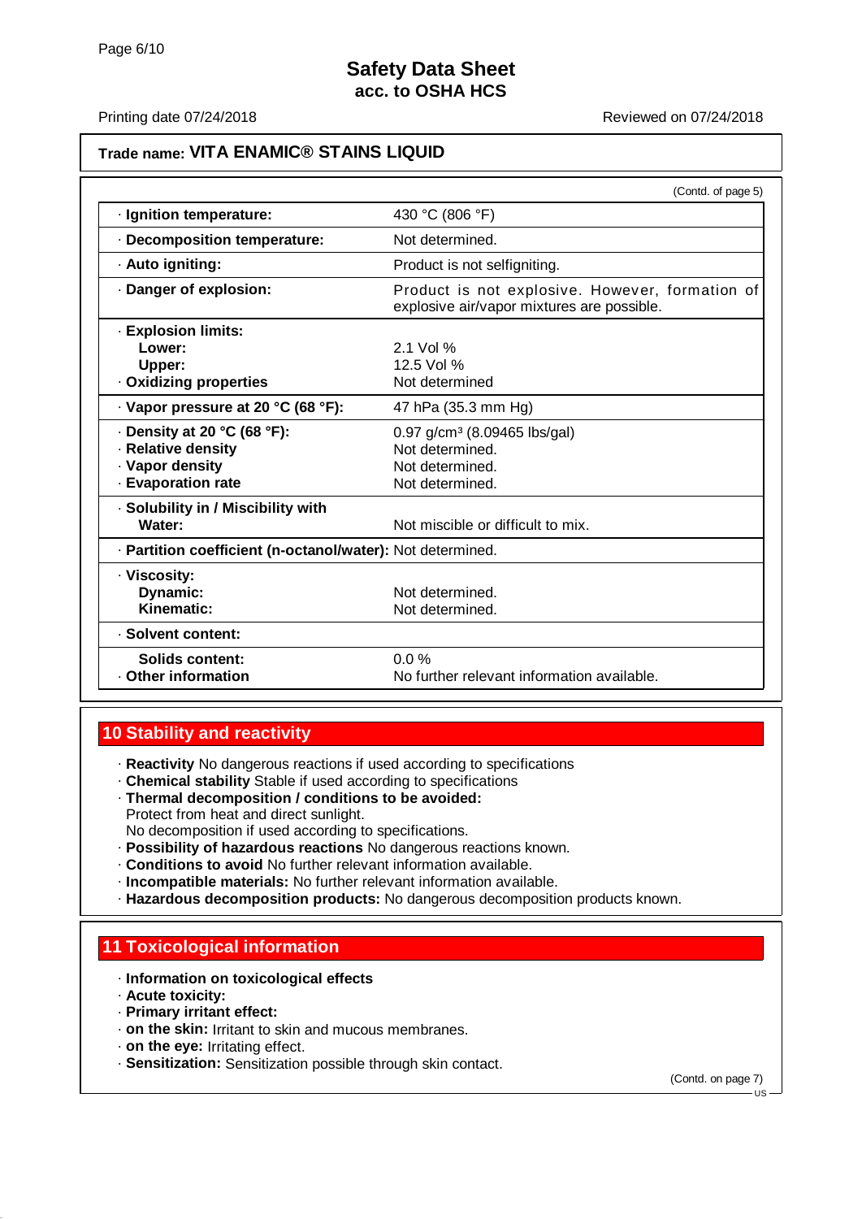# Safety Data Sheet
## acc. to OSHA HCS

Printing date 07/24/2018 Reviewed on 07/24/2018

**Trade name: VITA ENAMIC® STAINS LIQUID**

(Contd. of page 5)

| | |
|---|---|
| · **Ignition temperature:** | 430 °C (806 °F) |
| · **Decomposition temperature:** | Not determined. |
| · **Auto igniting:** | Product is not selfigniting. |
| · **Danger of explosion:** | Product is not explosive. However, formation of explosive air/vapor mixtures are possible. |
| · **Explosion limits:** | |
| **Lower:** | 2.1 Vol % |
| **Upper:** | 12.5 Vol % |
| · **Oxidizing properties** | Not determined |
| · **Vapor pressure at 20 °C (68 °F):** | 47 hPa (35.3 mm Hg) |
| · **Density at 20 °C (68 °F):** | 0.97 g/cm³ (8.09465 lbs/gal) |
| · **Relative density** | Not determined. |
| · **Vapor density** | Not determined. |
| · **Evaporation rate** | Not determined. |
| · **Solubility in / Miscibility with** | |
| **Water:** | Not miscible or difficult to mix. |
| · **Partition coefficient (n-octanol/water):** | Not determined. |
| · **Viscosity:** | |
| **Dynamic:** | Not determined. |
| **Kinematic:** | Not determined. |
| · **Solvent content:** | |
| **Solids content:** | 0.0 % |
| · **Other information** | No further relevant information available. |

## 10 Stability and reactivity

- · **Reactivity** No dangerous reactions if used according to specifications
- · **Chemical stability** Stable if used according to specifications
- · **Thermal decomposition / conditions to be avoided:**
  Protect from heat and direct sunlight.
  No decomposition if used according to specifications.
- · **Possibility of hazardous reactions** No dangerous reactions known.
- · **Conditions to avoid** No further relevant information available.
- · **Incompatible materials:** No further relevant information available.
- · **Hazardous decomposition products:** No dangerous decomposition products known.

## 11 Toxicological information

- · **Information on toxicological effects**
- · **Acute toxicity:**
- · **Primary irritant effect:**
- · **on the skin:** Irritant to skin and mucous membranes.
- · **on the eye:** Irritating effect.
- · **Sensitization:** Sensitization possible through skin contact.

(Contd. on page 7)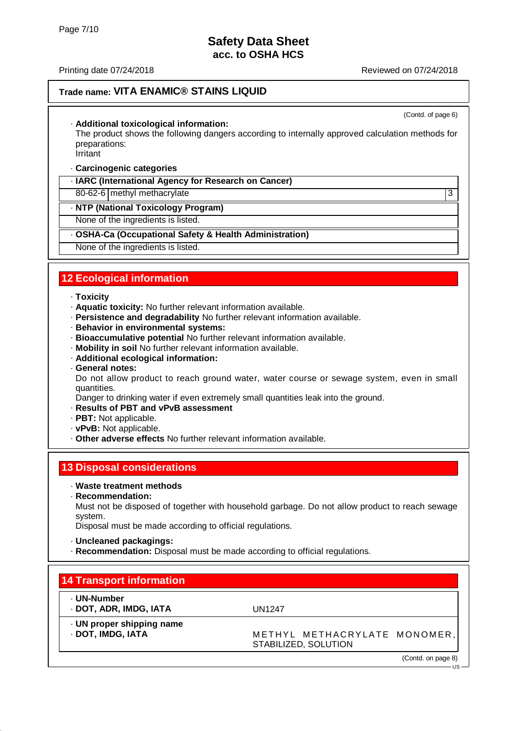**Trade name: VITA ENAMIC® STAINS LIQUID**

(Contd. of page 6)

· **Additional toxicological information:**
The product shows the following dangers according to internally approved calculation methods for preparations:
Irritant

· **Carcinogenic categories**

| · **IARC (International Agency for Research on Cancer)** | | |
|---|---|---|
| 80-62-6 | methyl methacrylate | 3 |

| · **NTP (National Toxicology Program)** |
|---|
| None of the ingredients is listed. |

| · **OSHA-Ca (Occupational Safety & Health Administration)** |
|---|
| None of the ingredients is listed. |

## 12 Ecological information

· **Toxicity**
· **Aquatic toxicity:** No further relevant information available.
· **Persistence and degradability** No further relevant information available.
· **Behavior in environmental systems:**
· **Bioaccumulative potential** No further relevant information available.
· **Mobility in soil** No further relevant information available.
· **Additional ecological information:**
· **General notes:**
Do not allow product to reach ground water, water course or sewage system, even in small quantities.
Danger to drinking water if even extremely small quantities leak into the ground.
· **Results of PBT and vPvB assessment**
· **PBT:** Not applicable.
· **vPvB:** Not applicable.
· **Other adverse effects** No further relevant information available.

## 13 Disposal considerations

· **Waste treatment methods**
· **Recommendation:**
Must not be disposed of together with household garbage. Do not allow product to reach sewage system.
Disposal must be made according to official regulations.

· **Uncleaned packagings:**
· **Recommendation:** Disposal must be made according to official regulations.

## 14 Transport information

| · **UN-Number** | |
|---|---|
| · **DOT, ADR, IMDG, IATA** | UN1247 |
| · **UN proper shipping name** | |
| · **DOT, IMDG, IATA** | METHYL METHACRYLATE MONOMER, STABILIZED, SOLUTION |

(Contd. on page 8)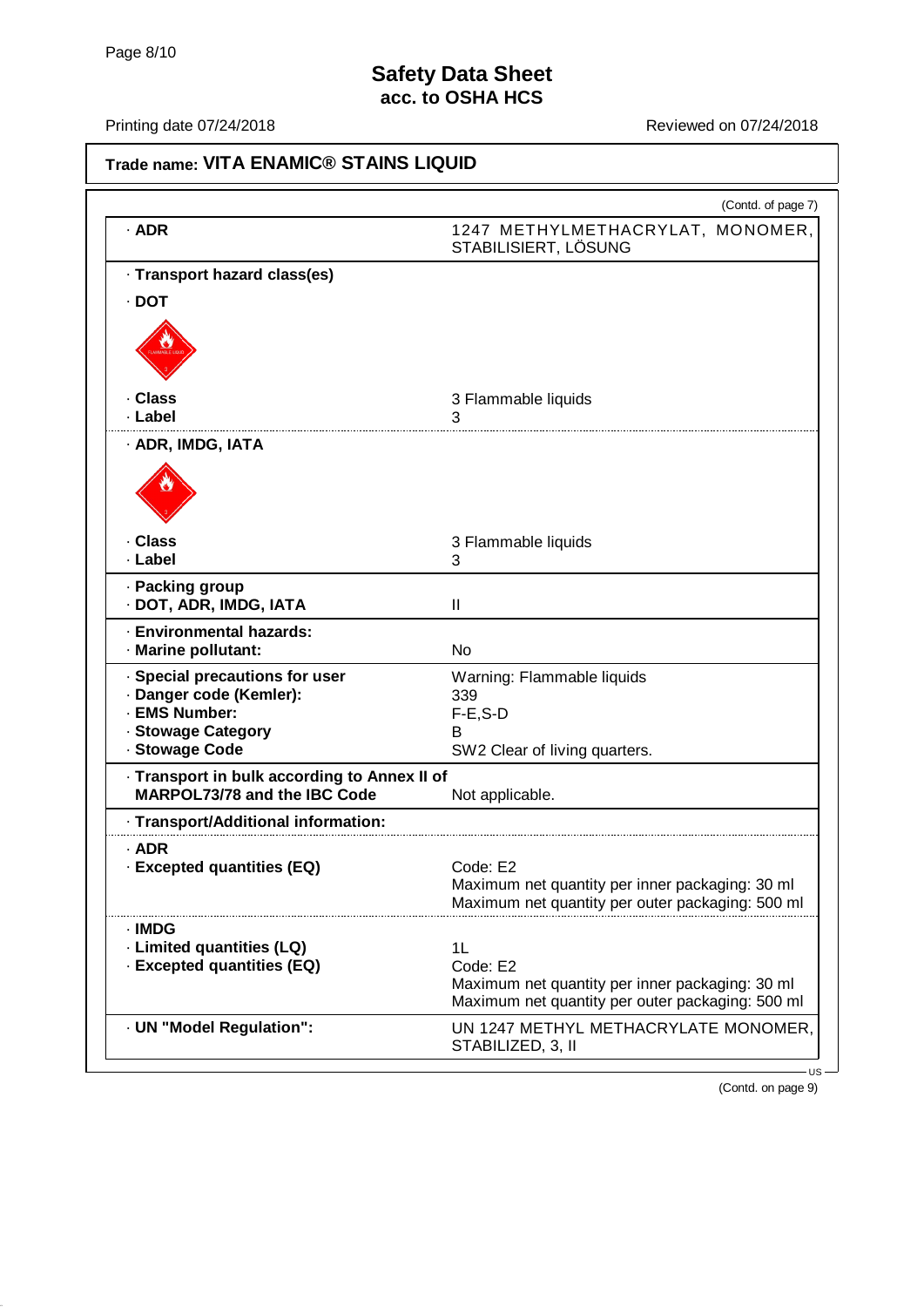# Safety Data Sheet
## acc. to OSHA HCS

Printing date 07/24/2018 | Reviewed on 07/24/2018

**Trade name: VITA ENAMIC® STAINS LIQUID**

(Contd. of page 7)

| | |
|---|---|
| **· ADR** | 1247 METHYLMETHACRYLAT, MONOMER, STABILISIERT, LÖSUNG |
| **· Transport hazard class(es)** | |
| **· DOT** | |
| **· Class** | 3 Flammable liquids |
| **· Label** | 3 |
| **· ADR, IMDG, IATA** | |
| **· Class** | 3 Flammable liquids |
| **· Label** | 3 |
| **· Packing group** | |
| **· DOT, ADR, IMDG, IATA** | II |
| **· Environmental hazards:** | |
| **· Marine pollutant:** | No |
| **· Special precautions for user** | Warning: Flammable liquids |
| **· Danger code (Kemler):** | 339 |
| **· EMS Number:** | F-E,S-D |
| **· Stowage Category** | B |
| **· Stowage Code** | SW2 Clear of living quarters. |
| **· Transport in bulk according to Annex II of MARPOL73/78 and the IBC Code** | Not applicable. |
| **· Transport/Additional information:** | |
| **· ADR** | |
| **· Excepted quantities (EQ)** | Code: E2<br>Maximum net quantity per inner packaging: 30 ml<br>Maximum net quantity per outer packaging: 500 ml |
| **· IMDG** | |
| **· Limited quantities (LQ)** | 1L |
| **· Excepted quantities (EQ)** | Code: E2<br>Maximum net quantity per inner packaging: 30 ml<br>Maximum net quantity per outer packaging: 500 ml |
| **· UN "Model Regulation":** | UN 1247 METHYL METHACRYLATE MONOMER, STABILIZED, 3, II |

(Contd. on page 9)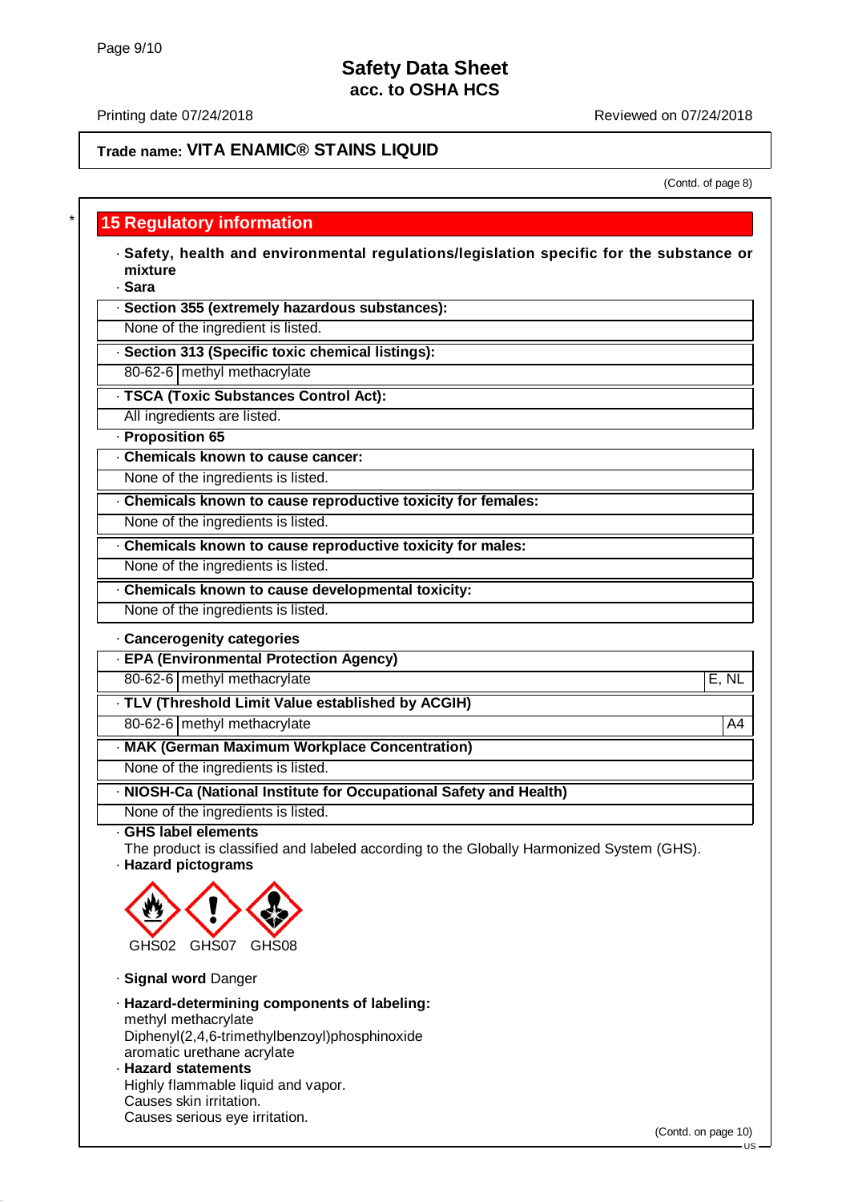**Trade name: VITA ENAMIC® STAINS LIQUID**

(Contd. of page 8)

## 15 Regulatory information

· **Safety, health and environmental regulations/legislation specific for the substance or mixture**

· **Sara**

· **Section 355 (extremely hazardous substances):**

None of the ingredient is listed.

· **Section 313 (Specific toxic chemical listings):**

| | |
|---|---|
| 80-62-6 | methyl methacrylate |

· **TSCA (Toxic Substances Control Act):**

All ingredients are listed.

· **Proposition 65**

· **Chemicals known to cause cancer:**

None of the ingredients is listed.

· **Chemicals known to cause reproductive toxicity for females:**

None of the ingredients is listed.

· **Chemicals known to cause reproductive toxicity for males:**

None of the ingredients is listed.

· **Chemicals known to cause developmental toxicity:**

None of the ingredients is listed.

· **Cancerogenity categories**

· **EPA (Environmental Protection Agency)**

| | | |
|---|---|---|
| 80-62-6 | methyl methacrylate | E, NL |

· **TLV (Threshold Limit Value established by ACGIH)**

| | | |
|---|---|---|
| 80-62-6 | methyl methacrylate | A4 |

· **MAK (German Maximum Workplace Concentration)**

None of the ingredients is listed.

· **NIOSH-Ca (National Institute for Occupational Safety and Health)**

None of the ingredients is listed.

· **GHS label elements**

The product is classified and labeled according to the Globally Harmonized System (GHS).

· **Hazard pictograms**

GHS02 GHS07 GHS08

· **Signal word** Danger

· **Hazard-determining components of labeling:**

methyl methacrylate
Diphenyl(2,4,6-trimethylbenzoyl)phosphinoxide
aromatic urethane acrylate

· **Hazard statements**

Highly flammable liquid and vapor.
Causes skin irritation.
Causes serious eye irritation.

(Contd. on page 10)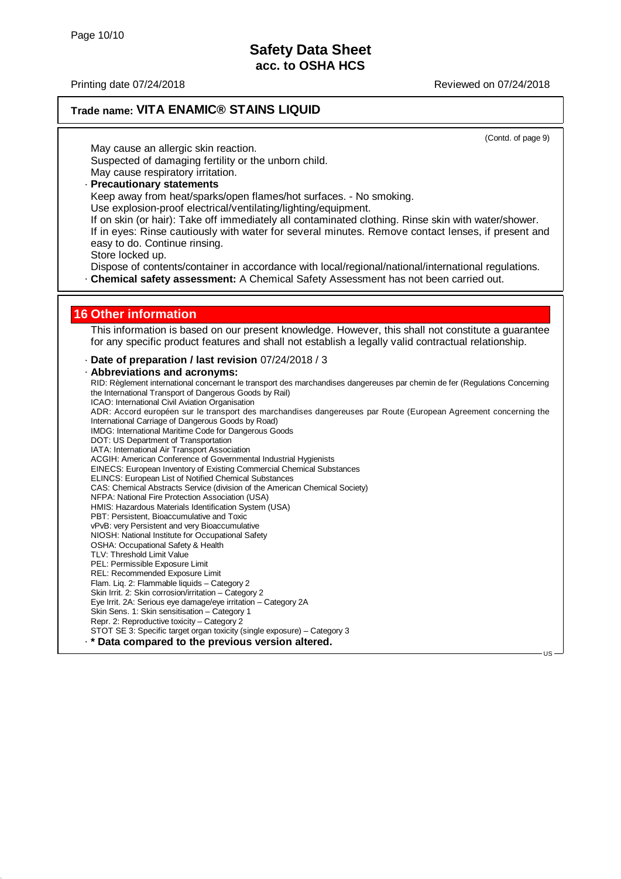**Trade name: VITA ENAMIC® STAINS LIQUID**

(Contd. of page 9)

May cause an allergic skin reaction.
Suspected of damaging fertility or the unborn child.
May cause respiratory irritation.

· **Precautionary statements**

Keep away from heat/sparks/open flames/hot surfaces. - No smoking.
Use explosion-proof electrical/ventilating/lighting/equipment.
If on skin (or hair): Take off immediately all contaminated clothing. Rinse skin with water/shower.
If in eyes: Rinse cautiously with water for several minutes. Remove contact lenses, if present and easy to do. Continue rinsing.
Store locked up.
Dispose of contents/container in accordance with local/regional/national/international regulations.

· **Chemical safety assessment:** A Chemical Safety Assessment has not been carried out.

## 16 Other information

This information is based on our present knowledge. However, this shall not constitute a guarantee for any specific product features and shall not establish a legally valid contractual relationship.

· **Date of preparation / last revision** 07/24/2018 / 3

· **Abbreviations and acronyms:**

RID: Règlement international concernant le transport des marchandises dangereuses par chemin de fer (Regulations Concerning the International Transport of Dangerous Goods by Rail)
ICAO: International Civil Aviation Organisation
ADR: Accord européen sur le transport des marchandises dangereuses par Route (European Agreement concerning the International Carriage of Dangerous Goods by Road)
IMDG: International Maritime Code for Dangerous Goods
DOT: US Department of Transportation
IATA: International Air Transport Association
ACGIH: American Conference of Governmental Industrial Hygienists
EINECS: European Inventory of Existing Commercial Chemical Substances
ELINCS: European List of Notified Chemical Substances
CAS: Chemical Abstracts Service (division of the American Chemical Society)
NFPA: National Fire Protection Association (USA)
HMIS: Hazardous Materials Identification System (USA)
PBT: Persistent, Bioaccumulative and Toxic
vPvB: very Persistent and very Bioaccumulative
NIOSH: National Institute for Occupational Safety
OSHA: Occupational Safety & Health
TLV: Threshold Limit Value
PEL: Permissible Exposure Limit
REL: Recommended Exposure Limit
Flam. Liq. 2: Flammable liquids – Category 2
Skin Irrit. 2: Skin corrosion/irritation – Category 2
Eye Irrit. 2A: Serious eye damage/eye irritation – Category 2A
Skin Sens. 1: Skin sensitisation – Category 1
Repr. 2: Reproductive toxicity – Category 2
STOT SE 3: Specific target organ toxicity (single exposure) – Category 3

· **\* Data compared to the previous version altered.**